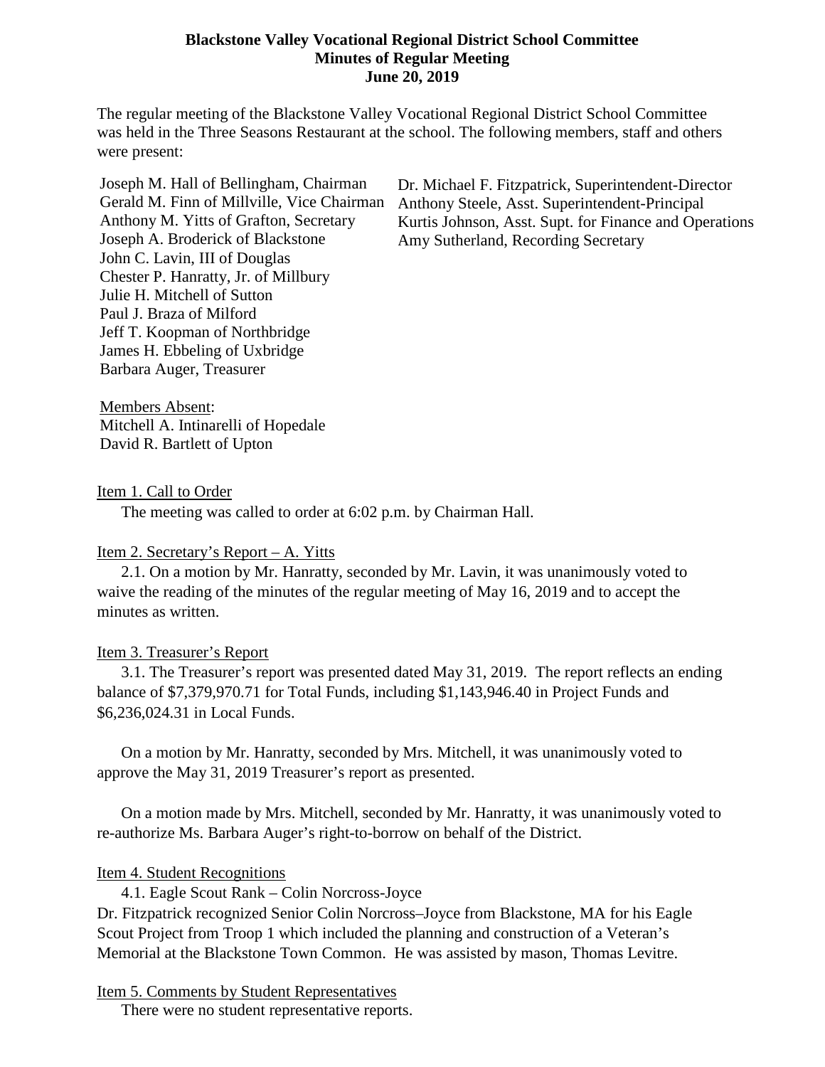# Blackstone Valley Vocational Regional District School Committee
## Minutes of Regular Meeting
### June 20, 2019

The regular meeting of the Blackstone Valley Vocational Regional District School Committee was held in the Three Seasons Restaurant at the school. The following members, staff and others were present:

Joseph M. Hall of Bellingham, Chairman
Gerald M. Finn of Millville, Vice Chairman
Anthony M. Yitts of Grafton, Secretary
Joseph A. Broderick of Blackstone
John C. Lavin, III of Douglas
Chester P. Hanratty, Jr. of Millbury
Julie H. Mitchell of Sutton
Paul J. Braza of Milford
Jeff T. Koopman of Northbridge
James H. Ebbeling of Uxbridge
Barbara Auger, Treasurer

Dr. Michael F. Fitzpatrick, Superintendent-Director
Anthony Steele, Asst. Superintendent-Principal
Kurtis Johnson, Asst. Supt. for Finance and Operations
Amy Sutherland, Recording Secretary

Members Absent:
Mitchell A. Intinarelli of Hopedale
David R. Bartlett of Upton

Item 1. Call to Order

The meeting was called to order at 6:02 p.m. by Chairman Hall.

Item 2. Secretary's Report – A. Yitts

2.1. On a motion by Mr. Hanratty, seconded by Mr. Lavin, it was unanimously voted to waive the reading of the minutes of the regular meeting of May 16, 2019 and to accept the minutes as written.

Item 3. Treasurer's Report

3.1. The Treasurer's report was presented dated May 31, 2019. The report reflects an ending balance of $7,379,970.71 for Total Funds, including $1,143,946.40 in Project Funds and $6,236,024.31 in Local Funds.

On a motion by Mr. Hanratty, seconded by Mrs. Mitchell, it was unanimously voted to approve the May 31, 2019 Treasurer's report as presented.

On a motion made by Mrs. Mitchell, seconded by Mr. Hanratty, it was unanimously voted to re-authorize Ms. Barbara Auger's right-to-borrow on behalf of the District.

Item 4. Student Recognitions

4.1. Eagle Scout Rank – Colin Norcross-Joyce

Dr. Fitzpatrick recognized Senior Colin Norcross–Joyce from Blackstone, MA for his Eagle Scout Project from Troop 1 which included the planning and construction of a Veteran's Memorial at the Blackstone Town Common. He was assisted by mason, Thomas Levitre.

Item 5. Comments by Student Representatives

There were no student representative reports.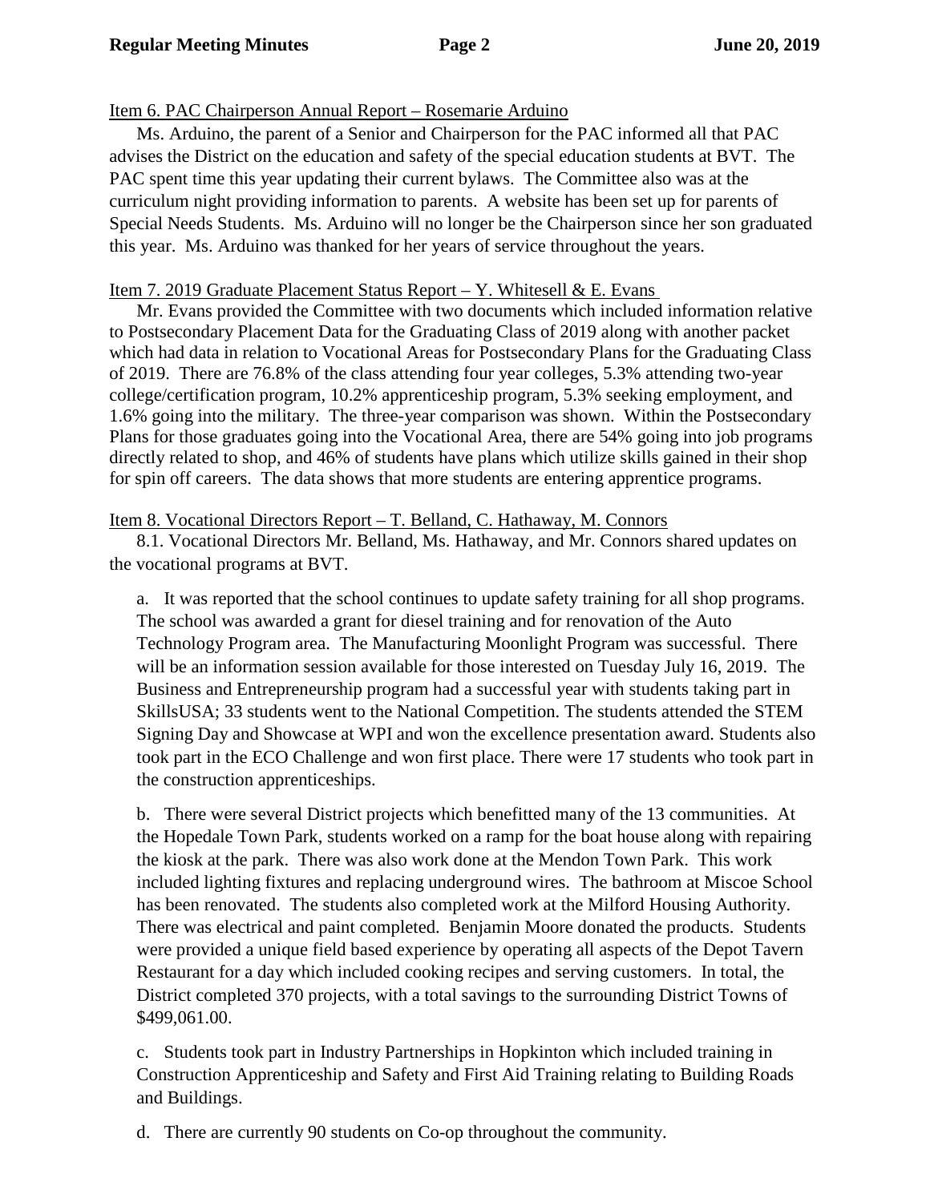Item 6. PAC Chairperson Annual Report – Rosemarie Arduino

Ms. Arduino, the parent of a Senior and Chairperson for the PAC informed all that PAC advises the District on the education and safety of the special education students at BVT. The PAC spent time this year updating their current bylaws. The Committee also was at the curriculum night providing information to parents. A website has been set up for parents of Special Needs Students. Ms. Arduino will no longer be the Chairperson since her son graduated this year. Ms. Arduino was thanked for her years of service throughout the years.

Item 7. 2019 Graduate Placement Status Report – Y. Whitesell & E. Evans

Mr. Evans provided the Committee with two documents which included information relative to Postsecondary Placement Data for the Graduating Class of 2019 along with another packet which had data in relation to Vocational Areas for Postsecondary Plans for the Graduating Class of 2019. There are 76.8% of the class attending four year colleges, 5.3% attending two-year college/certification program, 10.2% apprenticeship program, 5.3% seeking employment, and 1.6% going into the military. The three-year comparison was shown. Within the Postsecondary Plans for those graduates going into the Vocational Area, there are 54% going into job programs directly related to shop, and 46% of students have plans which utilize skills gained in their shop for spin off careers. The data shows that more students are entering apprentice programs.

Item 8. Vocational Directors Report – T. Belland, C. Hathaway, M. Connors

8.1. Vocational Directors Mr. Belland, Ms. Hathaway, and Mr. Connors shared updates on the vocational programs at BVT.

a. It was reported that the school continues to update safety training for all shop programs. The school was awarded a grant for diesel training and for renovation of the Auto Technology Program area. The Manufacturing Moonlight Program was successful. There will be an information session available for those interested on Tuesday July 16, 2019. The Business and Entrepreneurship program had a successful year with students taking part in SkillsUSA; 33 students went to the National Competition. The students attended the STEM Signing Day and Showcase at WPI and won the excellence presentation award. Students also took part in the ECO Challenge and won first place. There were 17 students who took part in the construction apprenticeships.

b. There were several District projects which benefitted many of the 13 communities. At the Hopedale Town Park, students worked on a ramp for the boat house along with repairing the kiosk at the park. There was also work done at the Mendon Town Park. This work included lighting fixtures and replacing underground wires. The bathroom at Miscoe School has been renovated. The students also completed work at the Milford Housing Authority. There was electrical and paint completed. Benjamin Moore donated the products. Students were provided a unique field based experience by operating all aspects of the Depot Tavern Restaurant for a day which included cooking recipes and serving customers. In total, the District completed 370 projects, with a total savings to the surrounding District Towns of $499,061.00.

c. Students took part in Industry Partnerships in Hopkinton which included training in Construction Apprenticeship and Safety and First Aid Training relating to Building Roads and Buildings.

d. There are currently 90 students on Co-op throughout the community.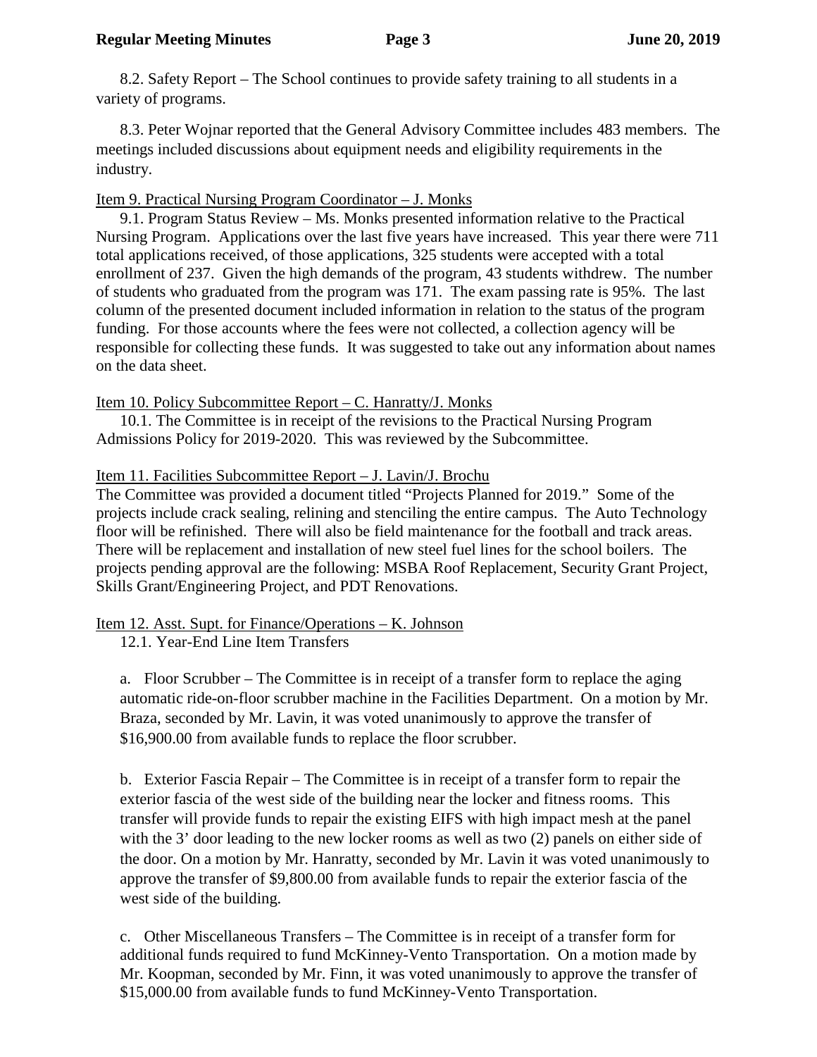8.2. Safety Report – The School continues to provide safety training to all students in a variety of programs.

8.3. Peter Wojnar reported that the General Advisory Committee includes 483 members. The meetings included discussions about equipment needs and eligibility requirements in the industry.

<u>Item 9. Practical Nursing Program Coordinator – J. Monks</u>

9.1. Program Status Review – Ms. Monks presented information relative to the Practical Nursing Program. Applications over the last five years have increased. This year there were 711 total applications received, of those applications, 325 students were accepted with a total enrollment of 237. Given the high demands of the program, 43 students withdrew. The number of students who graduated from the program was 171. The exam passing rate is 95%. The last column of the presented document included information in relation to the status of the program funding. For those accounts where the fees were not collected, a collection agency will be responsible for collecting these funds. It was suggested to take out any information about names on the data sheet.

<u>Item 10. Policy Subcommittee Report – C. Hanratty/J. Monks</u>

10.1. The Committee is in receipt of the revisions to the Practical Nursing Program Admissions Policy for 2019-2020. This was reviewed by the Subcommittee.

<u>Item 11. Facilities Subcommittee Report – J. Lavin/J. Brochu</u>

The Committee was provided a document titled "Projects Planned for 2019." Some of the projects include crack sealing, relining and stenciling the entire campus. The Auto Technology floor will be refinished. There will also be field maintenance for the football and track areas. There will be replacement and installation of new steel fuel lines for the school boilers. The projects pending approval are the following: MSBA Roof Replacement, Security Grant Project, Skills Grant/Engineering Project, and PDT Renovations.

<u>Item 12. Asst. Supt. for Finance/Operations – K. Johnson</u>

12.1. Year-End Line Item Transfers

a. Floor Scrubber – The Committee is in receipt of a transfer form to replace the aging automatic ride-on-floor scrubber machine in the Facilities Department. On a motion by Mr. Braza, seconded by Mr. Lavin, it was voted unanimously to approve the transfer of $16,900.00 from available funds to replace the floor scrubber.

b. Exterior Fascia Repair – The Committee is in receipt of a transfer form to repair the exterior fascia of the west side of the building near the locker and fitness rooms. This transfer will provide funds to repair the existing EIFS with high impact mesh at the panel with the 3' door leading to the new locker rooms as well as two (2) panels on either side of the door. On a motion by Mr. Hanratty, seconded by Mr. Lavin it was voted unanimously to approve the transfer of $9,800.00 from available funds to repair the exterior fascia of the west side of the building.

c. Other Miscellaneous Transfers – The Committee is in receipt of a transfer form for additional funds required to fund McKinney-Vento Transportation. On a motion made by Mr. Koopman, seconded by Mr. Finn, it was voted unanimously to approve the transfer of $15,000.00 from available funds to fund McKinney-Vento Transportation.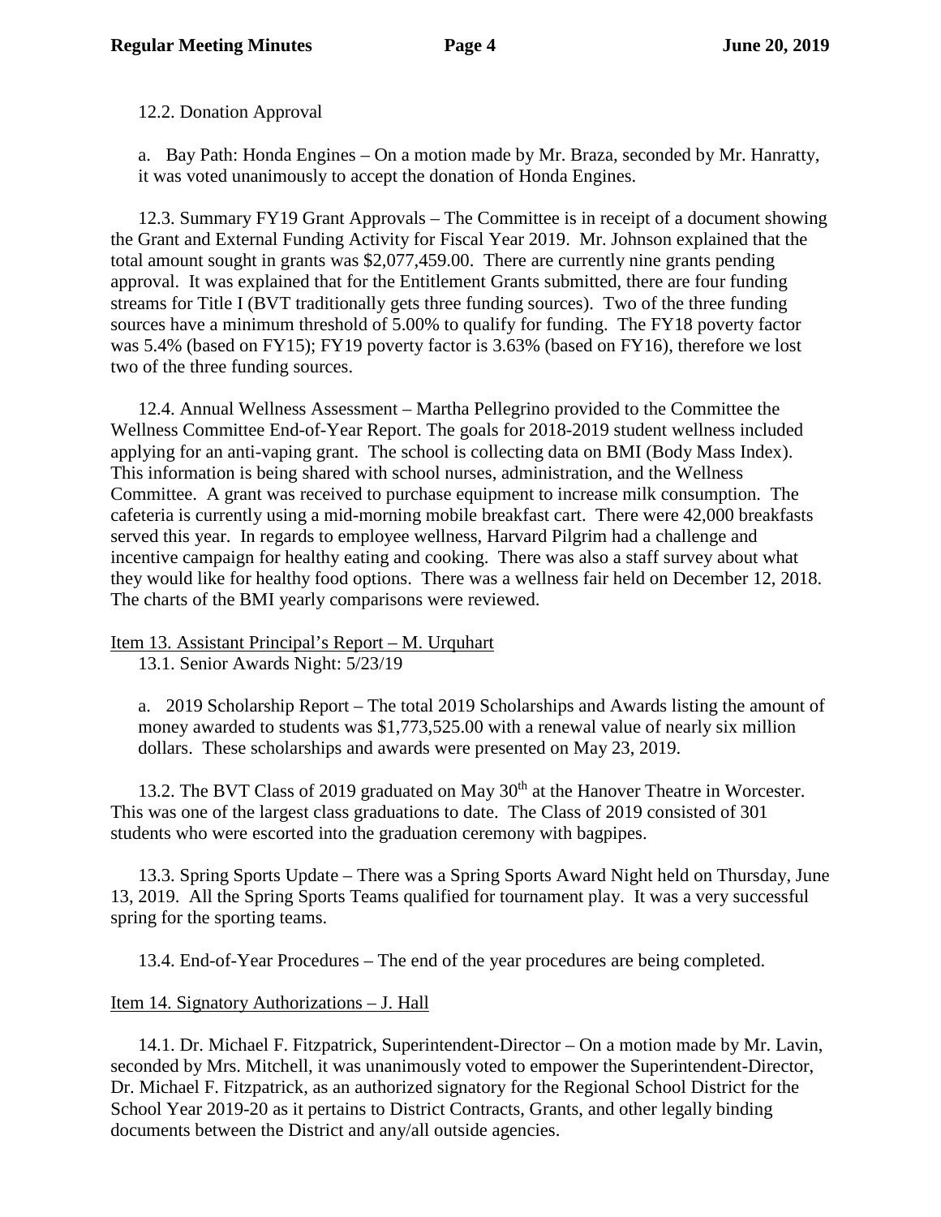12.2. Donation Approval

a. Bay Path: Honda Engines – On a motion made by Mr. Braza, seconded by Mr. Hanratty, it was voted unanimously to accept the donation of Honda Engines.

12.3. Summary FY19 Grant Approvals – The Committee is in receipt of a document showing the Grant and External Funding Activity for Fiscal Year 2019. Mr. Johnson explained that the total amount sought in grants was $2,077,459.00. There are currently nine grants pending approval. It was explained that for the Entitlement Grants submitted, there are four funding streams for Title I (BVT traditionally gets three funding sources). Two of the three funding sources have a minimum threshold of 5.00% to qualify for funding. The FY18 poverty factor was 5.4% (based on FY15); FY19 poverty factor is 3.63% (based on FY16), therefore we lost two of the three funding sources.

12.4. Annual Wellness Assessment – Martha Pellegrino provided to the Committee the Wellness Committee End-of-Year Report. The goals for 2018-2019 student wellness included applying for an anti-vaping grant. The school is collecting data on BMI (Body Mass Index). This information is being shared with school nurses, administration, and the Wellness Committee. A grant was received to purchase equipment to increase milk consumption. The cafeteria is currently using a mid-morning mobile breakfast cart. There were 42,000 breakfasts served this year. In regards to employee wellness, Harvard Pilgrim had a challenge and incentive campaign for healthy eating and cooking. There was also a staff survey about what they would like for healthy food options. There was a wellness fair held on December 12, 2018. The charts of the BMI yearly comparisons were reviewed.

Item 13. Assistant Principal's Report – M. Urquhart

13.1. Senior Awards Night: 5/23/19

a. 2019 Scholarship Report – The total 2019 Scholarships and Awards listing the amount of money awarded to students was $1,773,525.00 with a renewal value of nearly six million dollars. These scholarships and awards were presented on May 23, 2019.

13.2. The BVT Class of 2019 graduated on May 30th at the Hanover Theatre in Worcester. This was one of the largest class graduations to date. The Class of 2019 consisted of 301 students who were escorted into the graduation ceremony with bagpipes.

13.3. Spring Sports Update – There was a Spring Sports Award Night held on Thursday, June 13, 2019. All the Spring Sports Teams qualified for tournament play. It was a very successful spring for the sporting teams.

13.4. End-of-Year Procedures – The end of the year procedures are being completed.

Item 14. Signatory Authorizations – J. Hall

14.1. Dr. Michael F. Fitzpatrick, Superintendent-Director – On a motion made by Mr. Lavin, seconded by Mrs. Mitchell, it was unanimously voted to empower the Superintendent-Director, Dr. Michael F. Fitzpatrick, as an authorized signatory for the Regional School District for the School Year 2019-20 as it pertains to District Contracts, Grants, and other legally binding documents between the District and any/all outside agencies.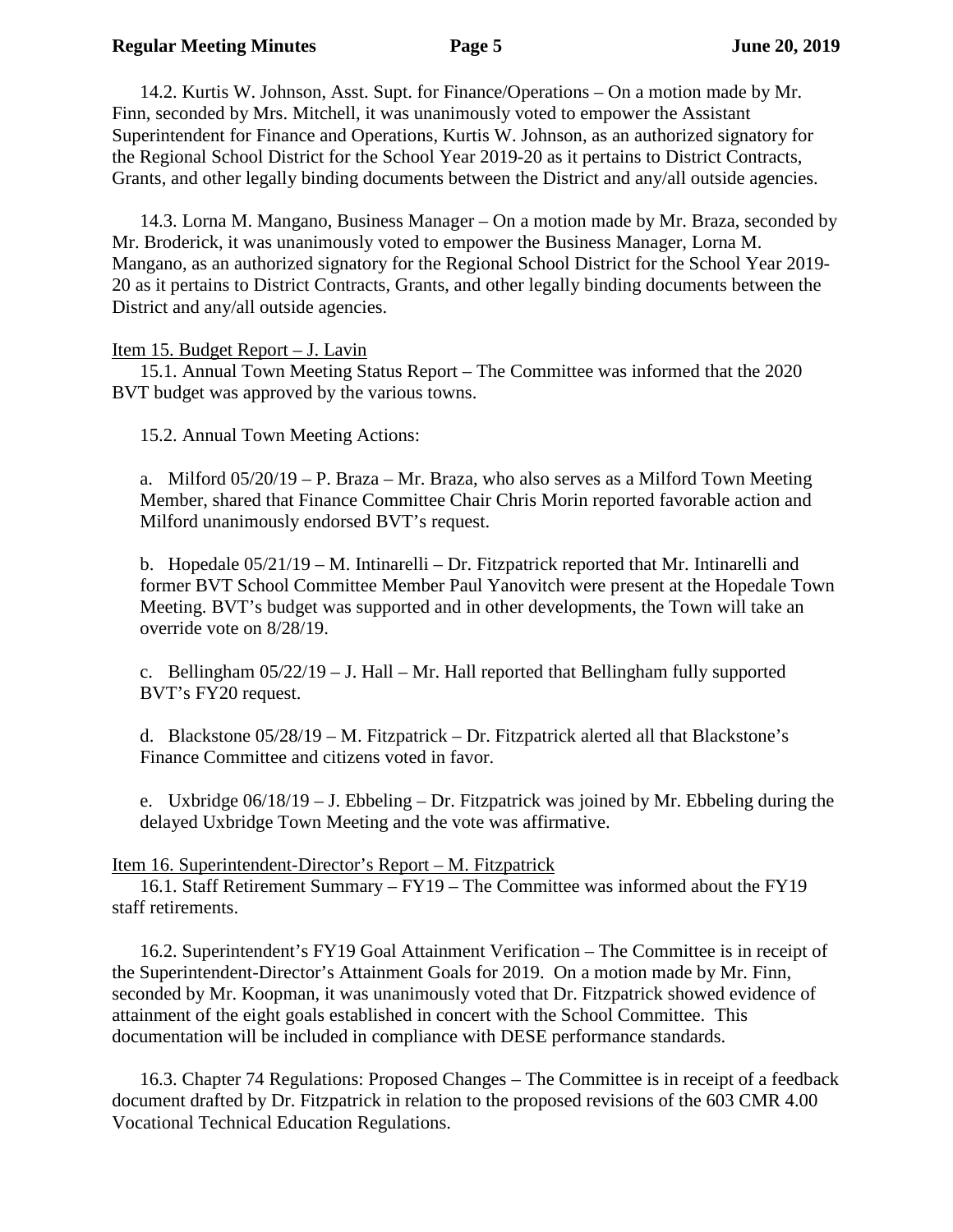14.2. Kurtis W. Johnson, Asst. Supt. for Finance/Operations – On a motion made by Mr. Finn, seconded by Mrs. Mitchell, it was unanimously voted to empower the Assistant Superintendent for Finance and Operations, Kurtis W. Johnson, as an authorized signatory for the Regional School District for the School Year 2019-20 as it pertains to District Contracts, Grants, and other legally binding documents between the District and any/all outside agencies.

14.3. Lorna M. Mangano, Business Manager – On a motion made by Mr. Braza, seconded by Mr. Broderick, it was unanimously voted to empower the Business Manager, Lorna M. Mangano, as an authorized signatory for the Regional School District for the School Year 2019-20 as it pertains to District Contracts, Grants, and other legally binding documents between the District and any/all outside agencies.

Item 15. Budget Report – J. Lavin

15.1. Annual Town Meeting Status Report – The Committee was informed that the 2020 BVT budget was approved by the various towns.

15.2. Annual Town Meeting Actions:

a. Milford 05/20/19 – P. Braza – Mr. Braza, who also serves as a Milford Town Meeting Member, shared that Finance Committee Chair Chris Morin reported favorable action and Milford unanimously endorsed BVT's request.

b. Hopedale 05/21/19 – M. Intinarelli – Dr. Fitzpatrick reported that Mr. Intinarelli and former BVT School Committee Member Paul Yanovitch were present at the Hopedale Town Meeting. BVT's budget was supported and in other developments, the Town will take an override vote on 8/28/19.

c. Bellingham 05/22/19 – J. Hall – Mr. Hall reported that Bellingham fully supported BVT's FY20 request.

d. Blackstone 05/28/19 – M. Fitzpatrick – Dr. Fitzpatrick alerted all that Blackstone's Finance Committee and citizens voted in favor.

e. Uxbridge 06/18/19 – J. Ebbeling – Dr. Fitzpatrick was joined by Mr. Ebbeling during the delayed Uxbridge Town Meeting and the vote was affirmative.

Item 16. Superintendent-Director's Report – M. Fitzpatrick

16.1. Staff Retirement Summary – FY19 – The Committee was informed about the FY19 staff retirements.

16.2. Superintendent's FY19 Goal Attainment Verification – The Committee is in receipt of the Superintendent-Director's Attainment Goals for 2019. On a motion made by Mr. Finn, seconded by Mr. Koopman, it was unanimously voted that Dr. Fitzpatrick showed evidence of attainment of the eight goals established in concert with the School Committee. This documentation will be included in compliance with DESE performance standards.

16.3. Chapter 74 Regulations: Proposed Changes – The Committee is in receipt of a feedback document drafted by Dr. Fitzpatrick in relation to the proposed revisions of the 603 CMR 4.00 Vocational Technical Education Regulations.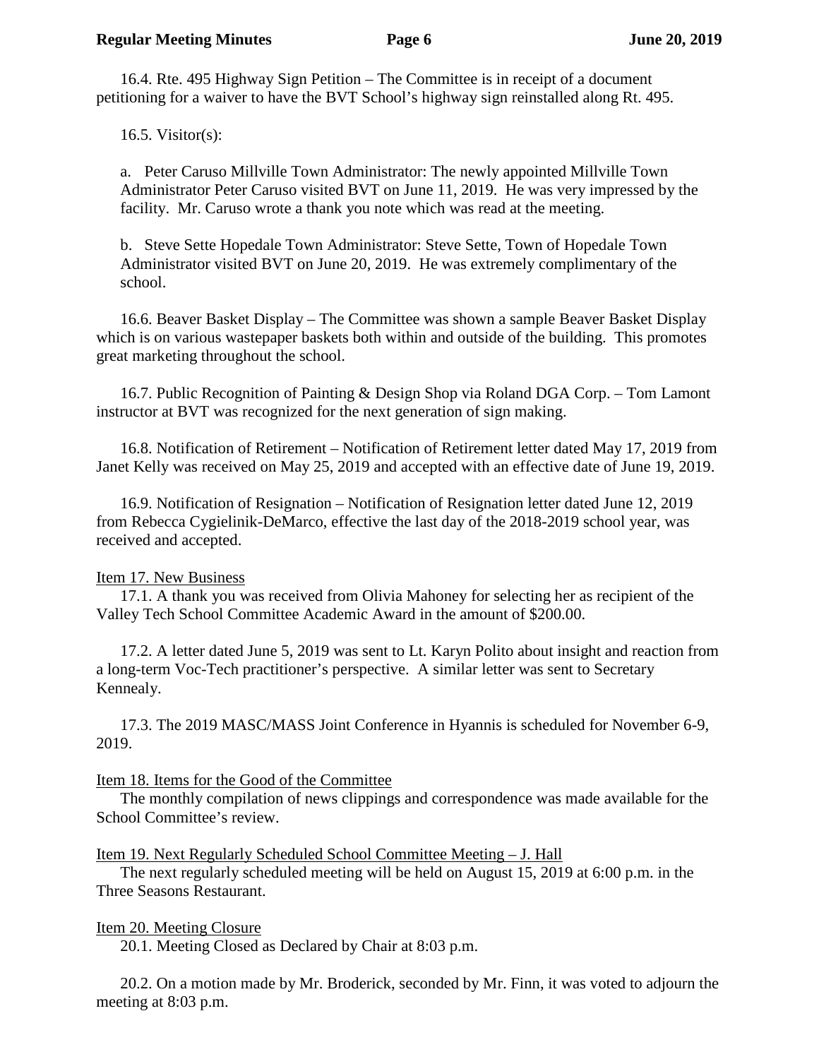16.4. Rte. 495 Highway Sign Petition – The Committee is in receipt of a document petitioning for a waiver to have the BVT School's highway sign reinstalled along Rt. 495.

16.5. Visitor(s):

a. Peter Caruso Millville Town Administrator: The newly appointed Millville Town Administrator Peter Caruso visited BVT on June 11, 2019. He was very impressed by the facility. Mr. Caruso wrote a thank you note which was read at the meeting.

b. Steve Sette Hopedale Town Administrator: Steve Sette, Town of Hopedale Town Administrator visited BVT on June 20, 2019. He was extremely complimentary of the school.

16.6. Beaver Basket Display – The Committee was shown a sample Beaver Basket Display which is on various wastepaper baskets both within and outside of the building. This promotes great marketing throughout the school.

16.7. Public Recognition of Painting & Design Shop via Roland DGA Corp. – Tom Lamont instructor at BVT was recognized for the next generation of sign making.

16.8. Notification of Retirement – Notification of Retirement letter dated May 17, 2019 from Janet Kelly was received on May 25, 2019 and accepted with an effective date of June 19, 2019.

16.9. Notification of Resignation – Notification of Resignation letter dated June 12, 2019 from Rebecca Cygielinik-DeMarco, effective the last day of the 2018-2019 school year, was received and accepted.

Item 17. New Business

17.1. A thank you was received from Olivia Mahoney for selecting her as recipient of the Valley Tech School Committee Academic Award in the amount of $200.00.

17.2. A letter dated June 5, 2019 was sent to Lt. Karyn Polito about insight and reaction from a long-term Voc-Tech practitioner's perspective. A similar letter was sent to Secretary Kennealy.

17.3. The 2019 MASC/MASS Joint Conference in Hyannis is scheduled for November 6-9, 2019.

Item 18. Items for the Good of the Committee

The monthly compilation of news clippings and correspondence was made available for the School Committee's review.

Item 19. Next Regularly Scheduled School Committee Meeting – J. Hall

The next regularly scheduled meeting will be held on August 15, 2019 at 6:00 p.m. in the Three Seasons Restaurant.

Item 20. Meeting Closure

20.1. Meeting Closed as Declared by Chair at 8:03 p.m.

20.2. On a motion made by Mr. Broderick, seconded by Mr. Finn, it was voted to adjourn the meeting at 8:03 p.m.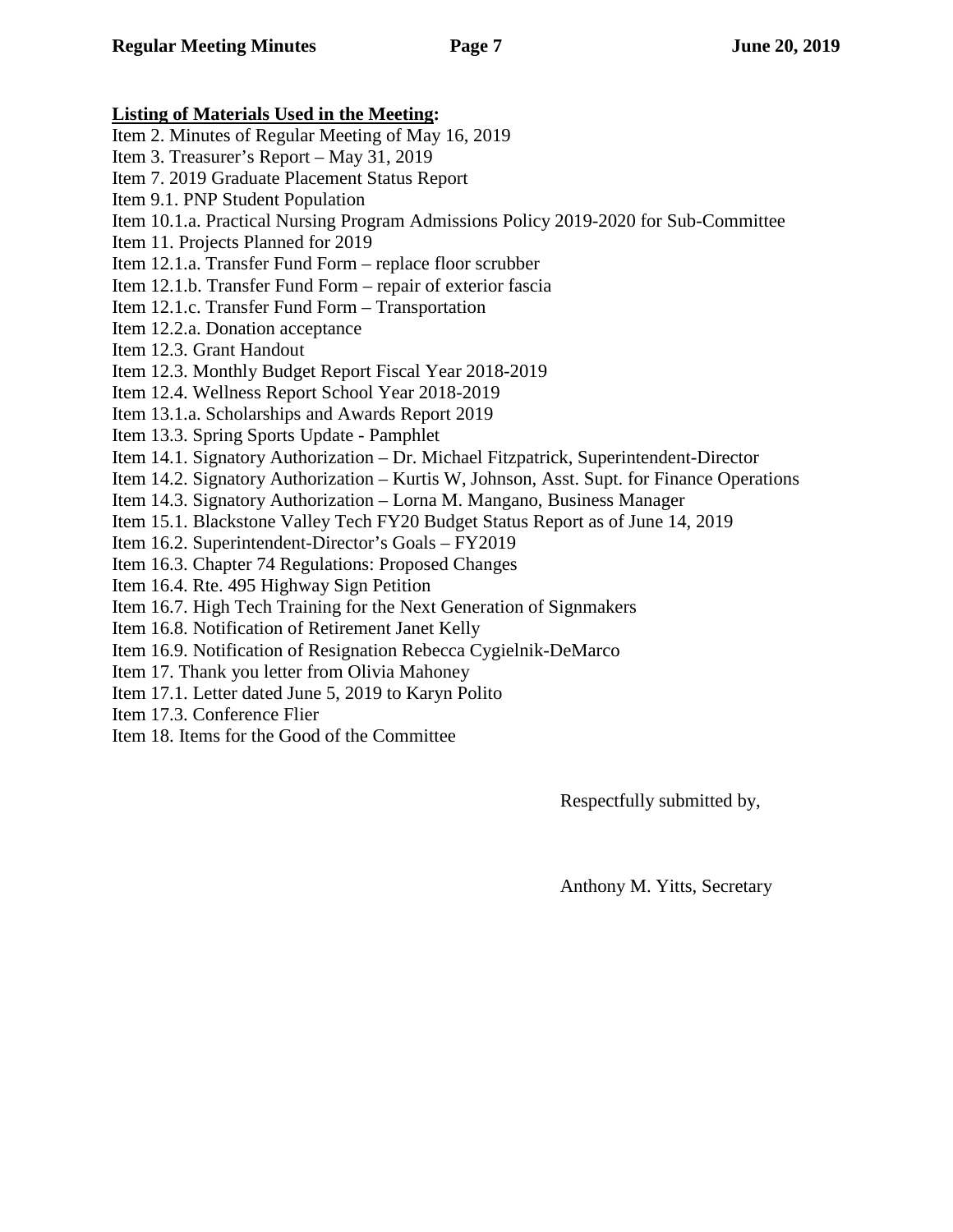**Listing of Materials Used in the Meeting:**

Item 2. Minutes of Regular Meeting of May 16, 2019
Item 3. Treasurer's Report – May 31, 2019
Item 7. 2019 Graduate Placement Status Report
Item 9.1. PNP Student Population
Item 10.1.a. Practical Nursing Program Admissions Policy 2019-2020 for Sub-Committee
Item 11. Projects Planned for 2019
Item 12.1.a. Transfer Fund Form – replace floor scrubber
Item 12.1.b. Transfer Fund Form – repair of exterior fascia
Item 12.1.c. Transfer Fund Form – Transportation
Item 12.2.a. Donation acceptance
Item 12.3. Grant Handout
Item 12.3. Monthly Budget Report Fiscal Year 2018-2019
Item 12.4. Wellness Report School Year 2018-2019
Item 13.1.a. Scholarships and Awards Report 2019
Item 13.3. Spring Sports Update - Pamphlet
Item 14.1. Signatory Authorization – Dr. Michael Fitzpatrick, Superintendent-Director
Item 14.2. Signatory Authorization – Kurtis W, Johnson, Asst. Supt. for Finance Operations
Item 14.3. Signatory Authorization – Lorna M. Mangano, Business Manager
Item 15.1. Blackstone Valley Tech FY20 Budget Status Report as of June 14, 2019
Item 16.2. Superintendent-Director's Goals – FY2019
Item 16.3. Chapter 74 Regulations: Proposed Changes
Item 16.4. Rte. 495 Highway Sign Petition
Item 16.7. High Tech Training for the Next Generation of Signmakers
Item 16.8. Notification of Retirement Janet Kelly
Item 16.9. Notification of Resignation Rebecca Cygielnik-DeMarco
Item 17. Thank you letter from Olivia Mahoney
Item 17.1. Letter dated June 5, 2019 to Karyn Polito
Item 17.3. Conference Flier
Item 18. Items for the Good of the Committee

Respectfully submitted by,

Anthony M. Yitts, Secretary